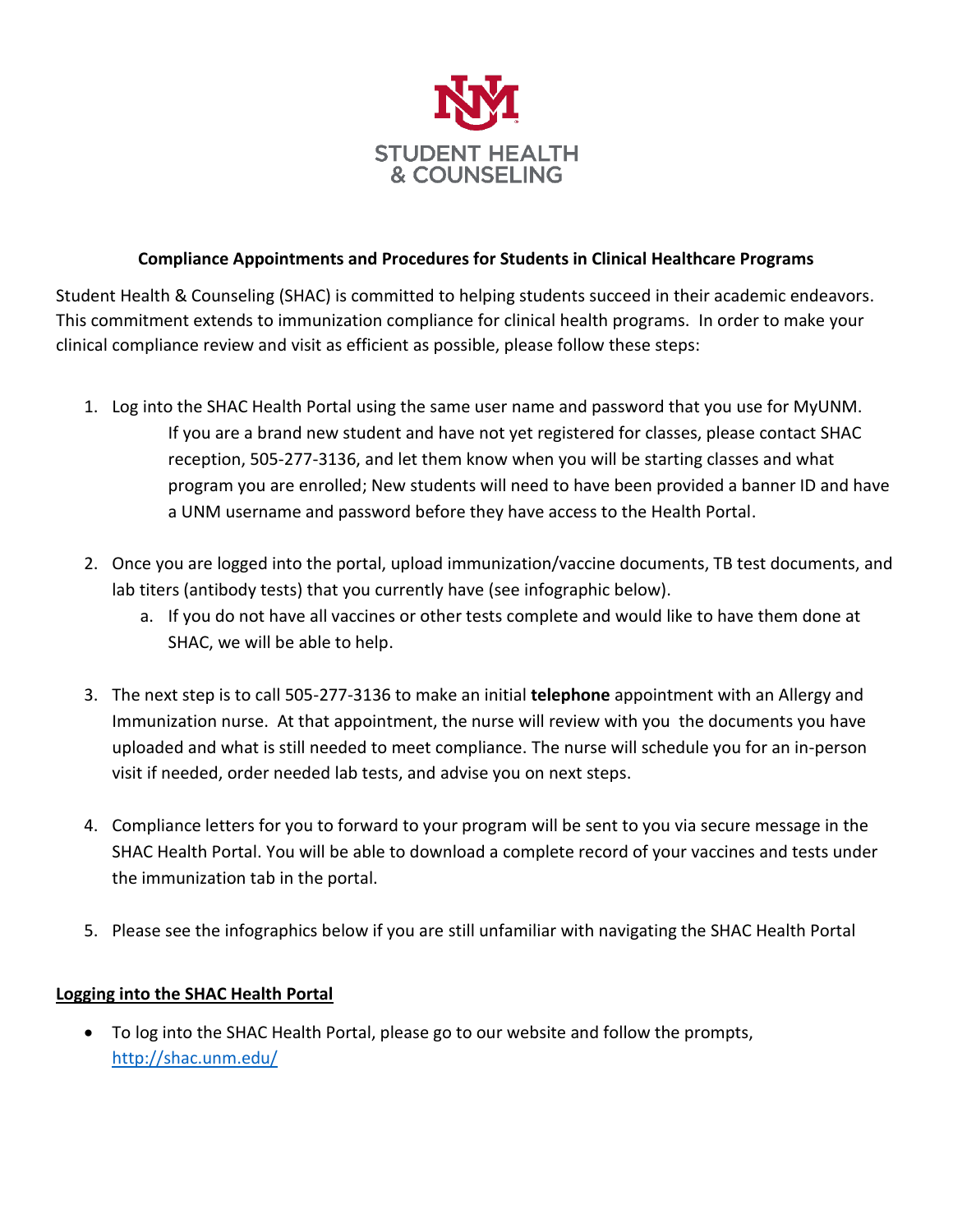STUDENT HEALTH
& COUNSELING

**Compliance Appointments and Procedures for Students in Clinical Healthcare Programs**

Student Health & Counseling (SHAC) is committed to helping students succeed in their academic endeavors. This commitment extends to immunization compliance for clinical health programs. In order to make your clinical compliance review and visit as efficient as possible, please follow these steps:

1. Log into the SHAC Health Portal using the same user name and password that you use for MyUNM.
   If you are a brand new student and have not yet registered for classes, please contact SHAC reception, 505-277-3136, and let them know when you will be starting classes and what program you are enrolled; New students will need to have been provided a banner ID and have a UNM username and password before they have access to the Health Portal.

2. Once you are logged into the portal, upload immunization/vaccine documents, TB test documents, and lab titers (antibody tests) that you currently have (see infographic below).
   a. If you do not have all vaccines or other tests complete and would like to have them done at SHAC, we will be able to help.

3. The next step is to call 505-277-3136 to make an initial **telephone** appointment with an Allergy and Immunization nurse. At that appointment, the nurse will review with you the documents you have uploaded and what is still needed to meet compliance. The nurse will schedule you for an in-person visit if needed, order needed lab tests, and advise you on next steps.

4. Compliance letters for you to forward to your program will be sent to you via secure message in the SHAC Health Portal. You will be able to download a complete record of your vaccines and tests under the immunization tab in the portal.

5. Please see the infographics below if you are still unfamiliar with navigating the SHAC Health Portal

**Logging into the SHAC Health Portal**

- To log into the SHAC Health Portal, please go to our website and follow the prompts, [http://shac.unm.edu/](http://shac.unm.edu/)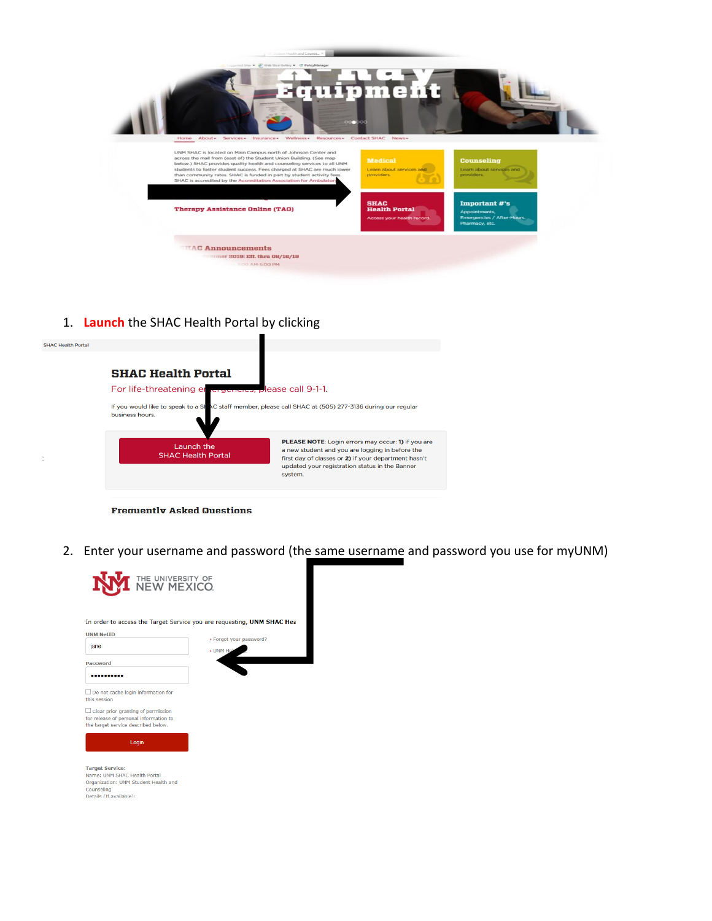1. **Launch** the SHAC Health Portal by clicking

2. Enter your username and password (the same username and password you use for myUNM)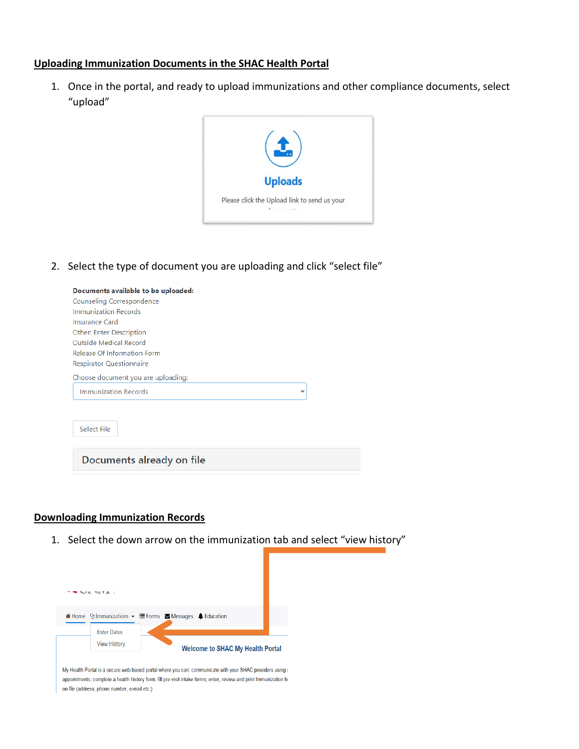## Uploading Immunization Documents in the SHAC Health Portal

1. Once in the portal, and ready to upload immunizations and other compliance documents, select "upload"

   **Uploads**

   Please click the Upload link to send us your documents

2. Select the type of document you are uploading and click "select file"

   **Documents available to be uploaded:**
   Counseling Correspondence
   Immunization Records
   Insurance Card
   Other: Enter Description
   Outside Medical Record
   Release Of Information Form
   Respirator Questionnaire

   Choose document you are uploading:
   Immunization Records

   Select File

   Documents already on file

## Downloading Immunization Records

1. Select the down arrow on the immunization tab and select "view history"

   Home | Immunizations | Forms | Messages | Education

   Enter Dates
   View History

   **Welcome to SHAC My Health Portal**

   My Health Portal is a secure web-based portal where you can: communicate with your SHAC providers using s appointments; complete a health history form; fill pre-visit intake forms; enter, review and print Immunization hi on file (address, phone number, e-mail etc.)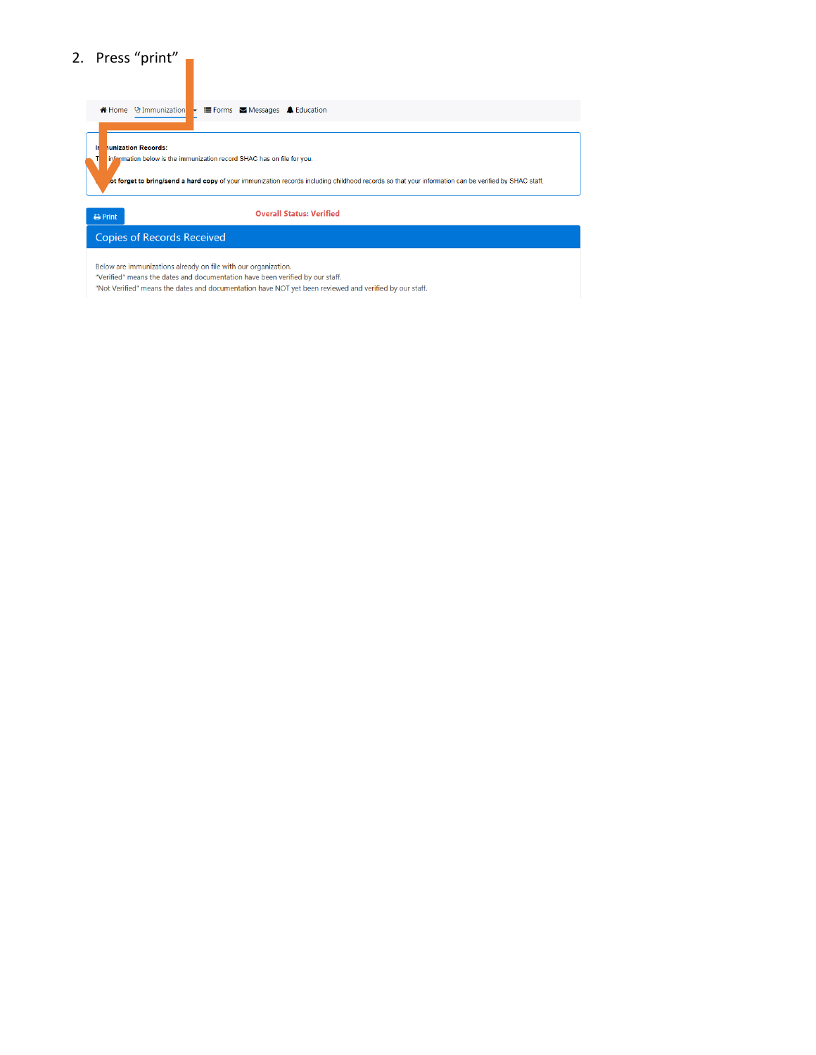2. Press “print”

Home | Immunization | Forms | Messages | Education

**Immunization Records:**
The information below is the immunization record SHAC has on file for you.

**Do not forget to bring/send a hard copy** of your immunization records including childhood records so that your information can be verified by SHAC staff.

Print

**Overall Status: Verified**

Copies of Records Received

Below are immunizations already on file with our organization.
"Verified" means the dates and documentation have been verified by our staff.
"Not Verified" means the dates and documentation have NOT yet been reviewed and verified by our staff.